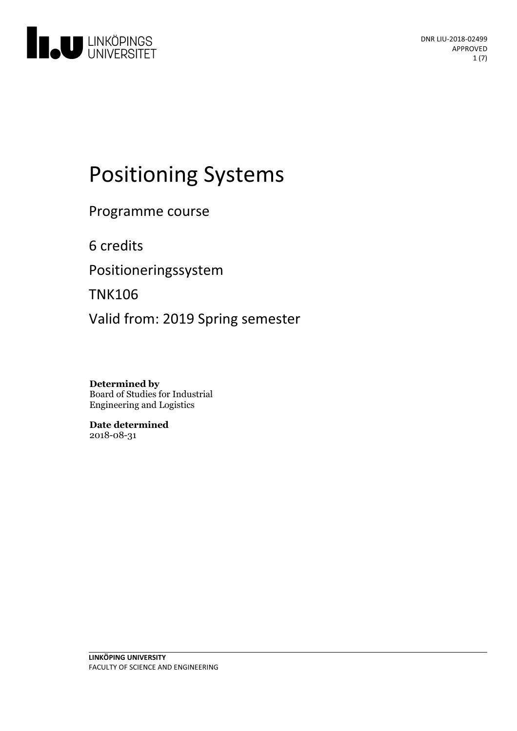DNR LIU-2018-02499
APPROVED

# Positioning Systems

Programme course

6 credits

Positioneringssystem

TNK106

Valid from: 2019 Spring semester

**Determined by**
Board of Studies for Industrial Engineering and Logistics

**Date determined**
2018-08-31

**LINKÖPING UNIVERSITY**
FACULTY OF SCIENCE AND ENGINEERING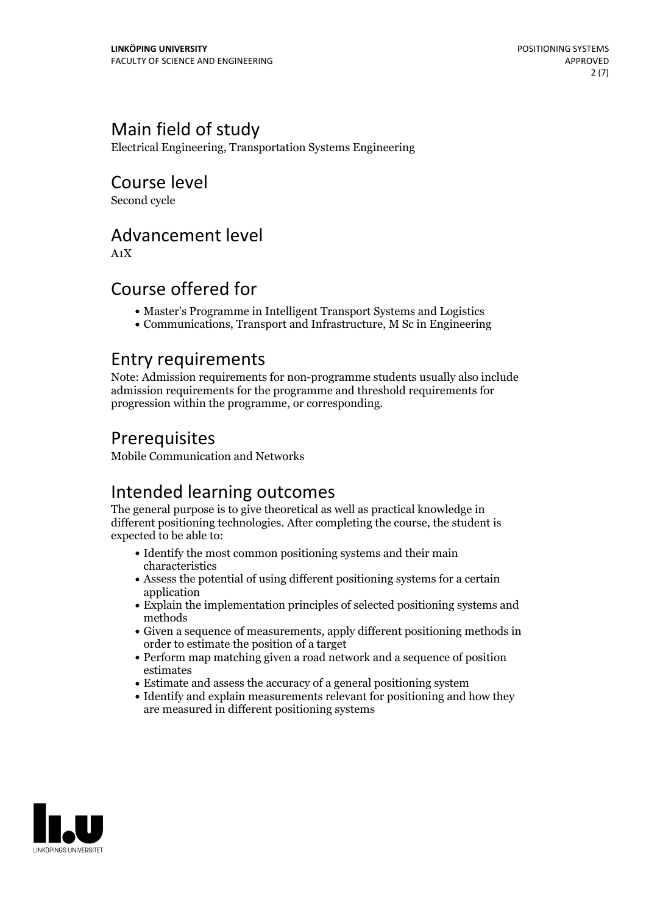## Main field of study

Electrical Engineering, Transportation Systems Engineering

## Course level

Second cycle

## Advancement level

A1X

## Course offered for

- Master's Programme in Intelligent Transport Systems and Logistics
- Communications, Transport and Infrastructure, M Sc in Engineering

## Entry requirements

Note: Admission requirements for non-programme students usually also include admission requirements for the programme and threshold requirements for progression within the programme, or corresponding.

## Prerequisites

Mobile Communication and Networks

## Intended learning outcomes

The general purpose is to give theoretical as well as practical knowledge in different positioning technologies. After completing the course, the student is expected to be able to:

- Identify the most common positioning systems and their main characteristics
- Assess the potential of using different positioning systems for a certain application
- Explain the implementation principles of selected positioning systems and methods
- Given a sequence of measurements, apply different positioning methods in order to estimate the position of a target
- Perform map matching given a road network and a sequence of position estimates
- Estimate and assess the accuracy of a general positioning system
- Identify and explain measurements relevant for positioning and how they are measured in different positioning systems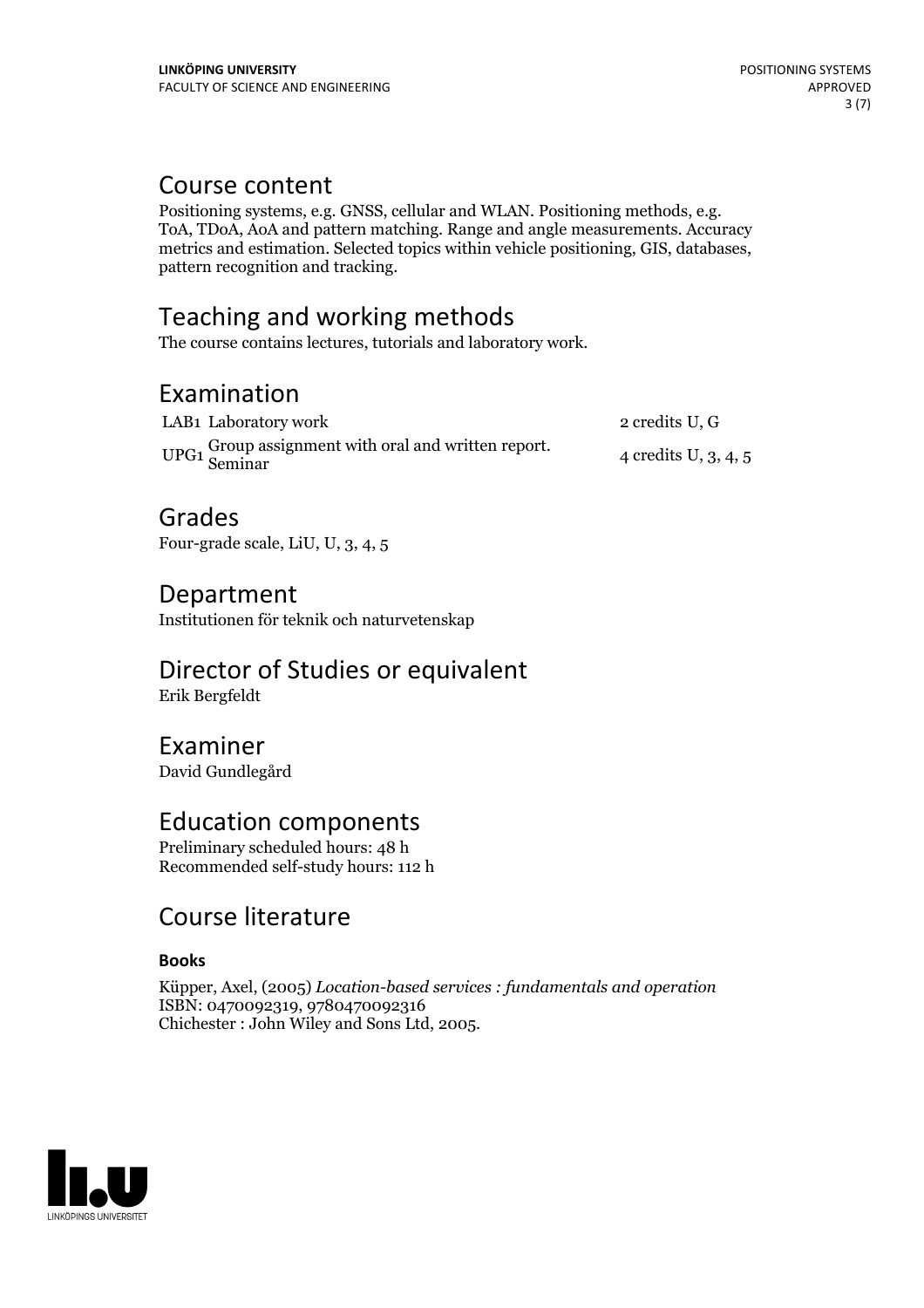## Course content

Positioning systems, e.g. GNSS, cellular and WLAN. Positioning methods, e.g. ToA, TDoA, AoA and pattern matching. Range and angle measurements. Accuracy metrics and estimation. Selected topics within vehicle positioning, GIS, databases, pattern recognition and tracking.

## Teaching and working methods

The course contains lectures, tutorials and laboratory work.

## Examination

| | | |
|---|---|---|
| LAB1 | Laboratory work | 2 credits U, G |
| UPG1 | Group assignment with oral and written report. Seminar | 4 credits U, 3, 4, 5 |

## Grades

Four-grade scale, LiU, U, 3, 4, 5

## Department

Institutionen för teknik och naturvetenskap

## Director of Studies or equivalent

Erik Bergfeldt

## Examiner

David Gundlegård

## Education components

Preliminary scheduled hours: 48 h
Recommended self-study hours: 112 h

## Course literature

**Books**

Küpper, Axel, (2005) *Location-based services : fundamentals and operation*
ISBN: 0470092319, 9780470092316
Chichester : John Wiley and Sons Ltd, 2005.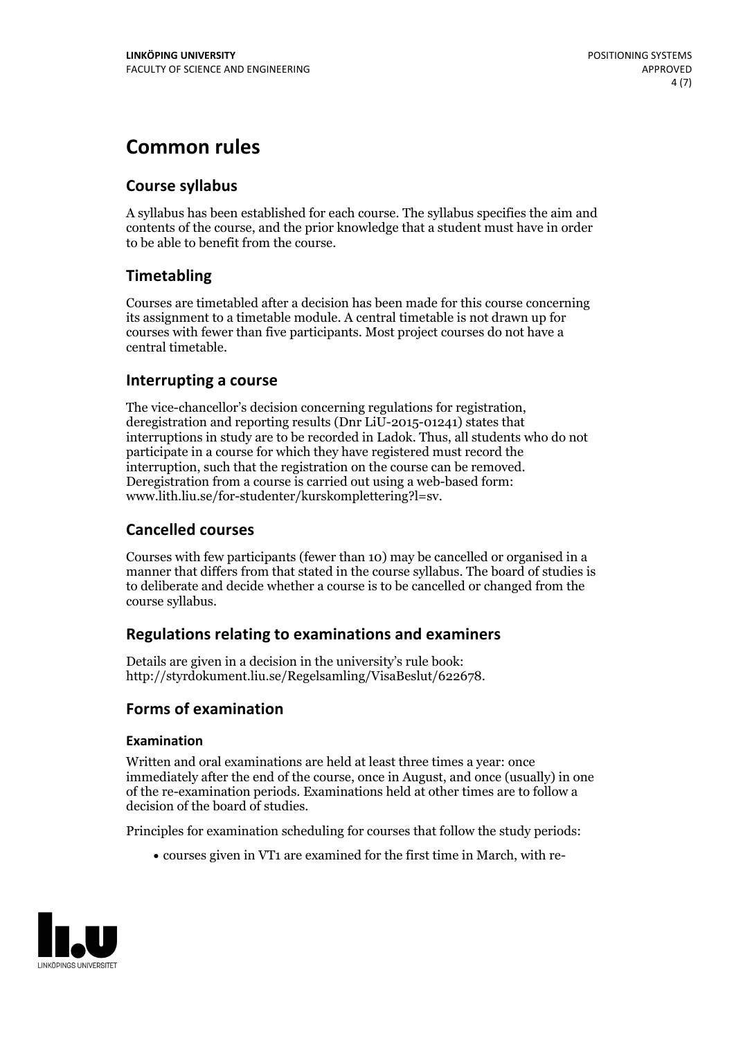# Common rules

## Course syllabus

A syllabus has been established for each course. The syllabus specifies the aim and contents of the course, and the prior knowledge that a student must have in order to be able to benefit from the course.

## Timetabling

Courses are timetabled after a decision has been made for this course concerning its assignment to a timetable module. A central timetable is not drawn up for courses with fewer than five participants. Most project courses do not have a central timetable.

## Interrupting a course

The vice-chancellor's decision concerning regulations for registration, deregistration and reporting results (Dnr LiU-2015-01241) states that interruptions in study are to be recorded in Ladok. Thus, all students who do not participate in a course for which they have registered must record the interruption, such that the registration on the course can be removed. Deregistration from a course is carried out using a web-based form: www.lith.liu.se/for-studenter/kurskomplettering?l=sv.

## Cancelled courses

Courses with few participants (fewer than 10) may be cancelled or organised in a manner that differs from that stated in the course syllabus. The board of studies is to deliberate and decide whether a course is to be cancelled or changed from the course syllabus.

## Regulations relating to examinations and examiners

Details are given in a decision in the university's rule book: http://styrdokument.liu.se/Regelsamling/VisaBeslut/622678.

## Forms of examination

### Examination

Written and oral examinations are held at least three times a year: once immediately after the end of the course, once in August, and once (usually) in one of the re-examination periods. Examinations held at other times are to follow a decision of the board of studies.

Principles for examination scheduling for courses that follow the study periods:

- courses given in VT1 are examined for the first time in March, with re-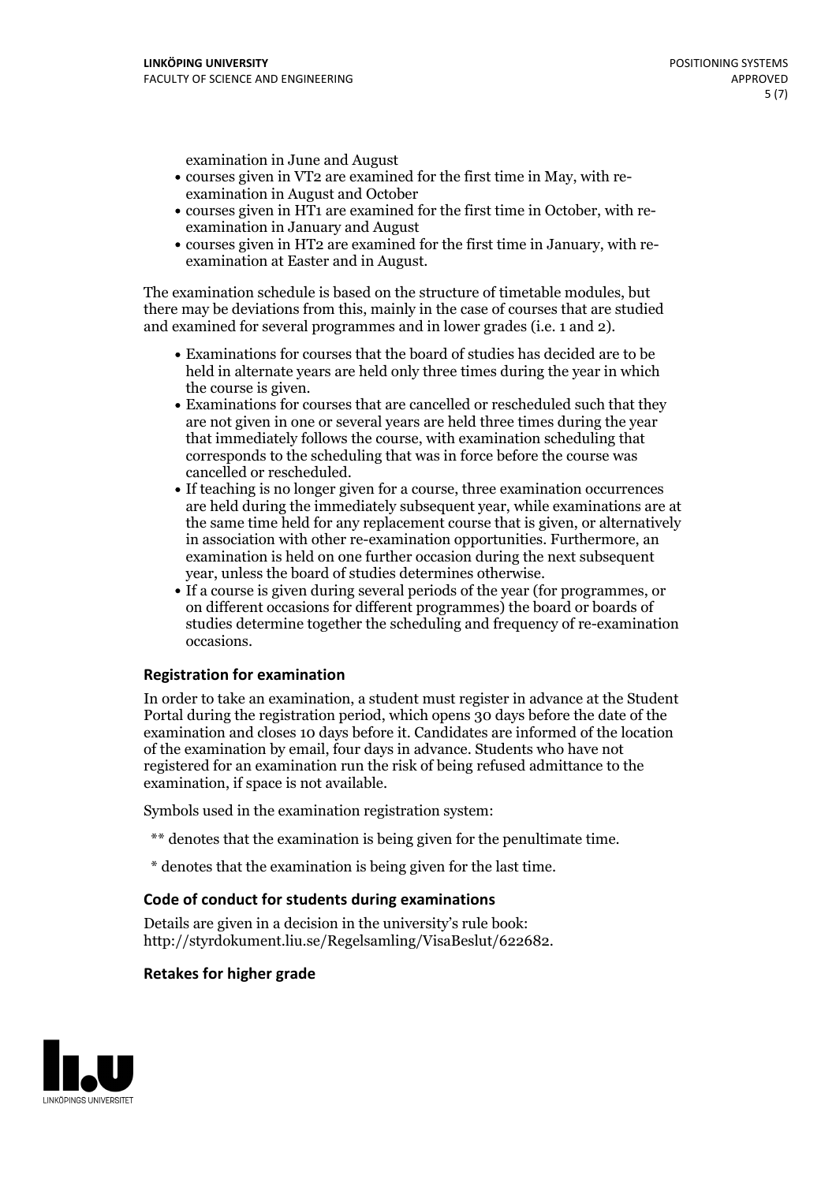examination in June and August

- courses given in VT2 are examined for the first time in May, with re-examination in August and October
- courses given in HT1 are examined for the first time in October, with re-examination in January and August
- courses given in HT2 are examined for the first time in January, with re-examination at Easter and in August.

The examination schedule is based on the structure of timetable modules, but there may be deviations from this, mainly in the case of courses that are studied and examined for several programmes and in lower grades (i.e. 1 and 2).

- Examinations for courses that the board of studies has decided are to be held in alternate years are held only three times during the year in which the course is given.
- Examinations for courses that are cancelled or rescheduled such that they are not given in one or several years are held three times during the year that immediately follows the course, with examination scheduling that corresponds to the scheduling that was in force before the course was cancelled or rescheduled.
- If teaching is no longer given for a course, three examination occurrences are held during the immediately subsequent year, while examinations are at the same time held for any replacement course that is given, or alternatively in association with other re-examination opportunities. Furthermore, an examination is held on one further occasion during the next subsequent year, unless the board of studies determines otherwise.
- If a course is given during several periods of the year (for programmes, or on different occasions for different programmes) the board or boards of studies determine together the scheduling and frequency of re-examination occasions.

### Registration for examination

In order to take an examination, a student must register in advance at the Student Portal during the registration period, which opens 30 days before the date of the examination and closes 10 days before it. Candidates are informed of the location of the examination by email, four days in advance. Students who have not registered for an examination run the risk of being refused admittance to the examination, if space is not available.

Symbols used in the examination registration system:

** denotes that the examination is being given for the penultimate time.

* denotes that the examination is being given for the last time.

### Code of conduct for students during examinations

Details are given in a decision in the university's rule book: http://styrdokument.liu.se/Regelsamling/VisaBeslut/622682.

### Retakes for higher grade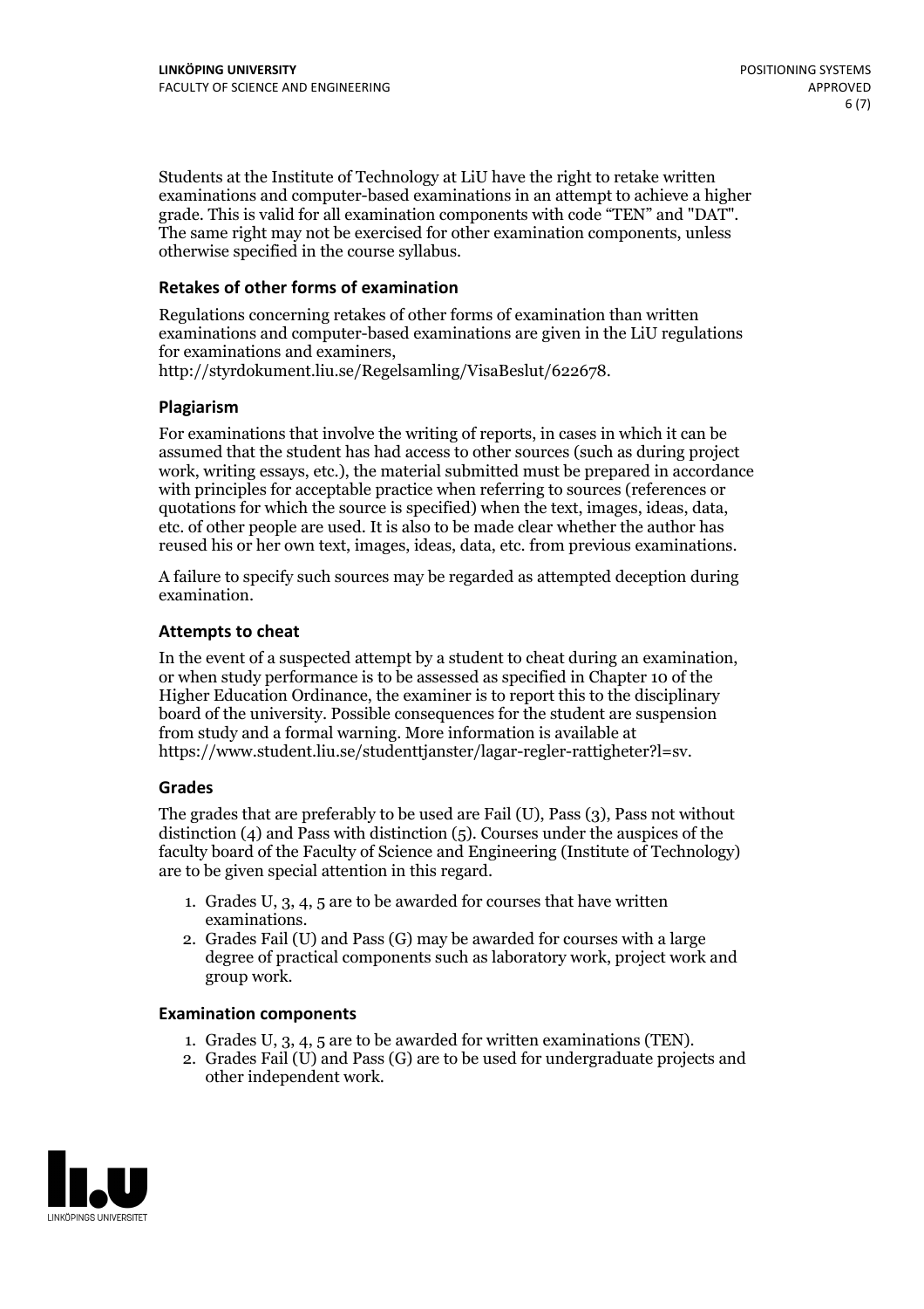Students at the Institute of Technology at LiU have the right to retake written examinations and computer-based examinations in an attempt to achieve a higher grade. This is valid for all examination components with code "TEN" and "DAT". The same right may not be exercised for other examination components, unless otherwise specified in the course syllabus.

### Retakes of other forms of examination

Regulations concerning retakes of other forms of examination than written examinations and computer-based examinations are given in the LiU regulations for examinations and examiners, http://styrdokument.liu.se/Regelsamling/VisaBeslut/622678.

### Plagiarism

For examinations that involve the writing of reports, in cases in which it can be assumed that the student has had access to other sources (such as during project work, writing essays, etc.), the material submitted must be prepared in accordance with principles for acceptable practice when referring to sources (references or quotations for which the source is specified) when the text, images, ideas, data, etc. of other people are used. It is also to be made clear whether the author has reused his or her own text, images, ideas, data, etc. from previous examinations.

A failure to specify such sources may be regarded as attempted deception during examination.

### Attempts to cheat

In the event of a suspected attempt by a student to cheat during an examination, or when study performance is to be assessed as specified in Chapter 10 of the Higher Education Ordinance, the examiner is to report this to the disciplinary board of the university. Possible consequences for the student are suspension from study and a formal warning. More information is available at https://www.student.liu.se/studenttjanster/lagar-regler-rattigheter?l=sv.

### Grades

The grades that are preferably to be used are Fail (U), Pass (3), Pass not without distinction (4) and Pass with distinction (5). Courses under the auspices of the faculty board of the Faculty of Science and Engineering (Institute of Technology) are to be given special attention in this regard.

1. Grades U, 3, 4, 5 are to be awarded for courses that have written examinations.
2. Grades Fail (U) and Pass (G) may be awarded for courses with a large degree of practical components such as laboratory work, project work and group work.

### Examination components

1. Grades U, 3, 4, 5 are to be awarded for written examinations (TEN).
2. Grades Fail (U) and Pass (G) are to be used for undergraduate projects and other independent work.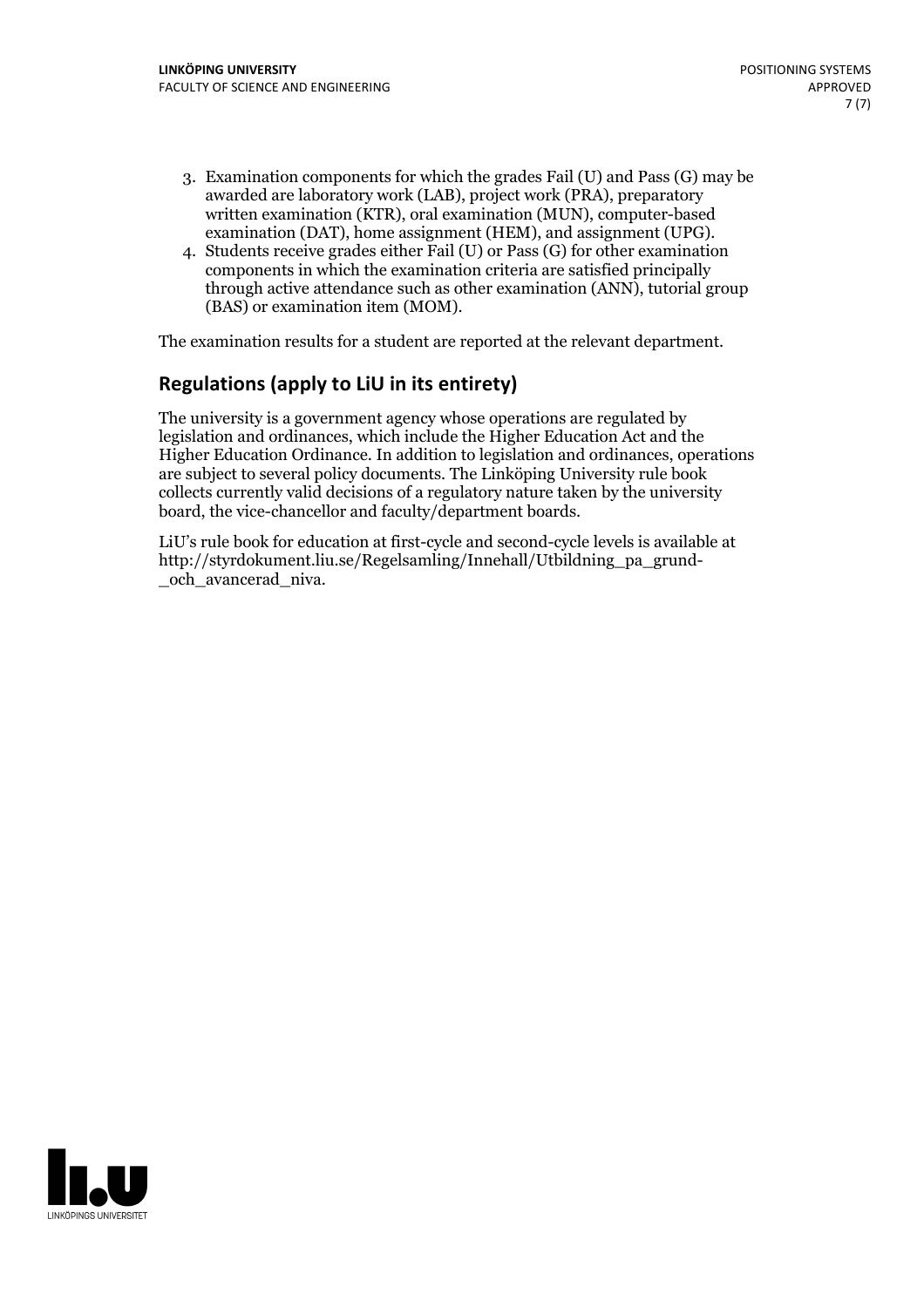3. Examination components for which the grades Fail (U) and Pass (G) may be awarded are laboratory work (LAB), project work (PRA), preparatory written examination (KTR), oral examination (MUN), computer-based examination (DAT), home assignment (HEM), and assignment (UPG).
4. Students receive grades either Fail (U) or Pass (G) for other examination components in which the examination criteria are satisfied principally through active attendance such as other examination (ANN), tutorial group (BAS) or examination item (MOM).

The examination results for a student are reported at the relevant department.

## Regulations (apply to LiU in its entirety)

The university is a government agency whose operations are regulated by legislation and ordinances, which include the Higher Education Act and the Higher Education Ordinance. In addition to legislation and ordinances, operations are subject to several policy documents. The Linköping University rule book collects currently valid decisions of a regulatory nature taken by the university board, the vice-chancellor and faculty/department boards.

LiU's rule book for education at first-cycle and second-cycle levels is available at http://styrdokument.liu.se/Regelsamling/Innehall/Utbildning_pa_grund-_och_avancerad_niva.